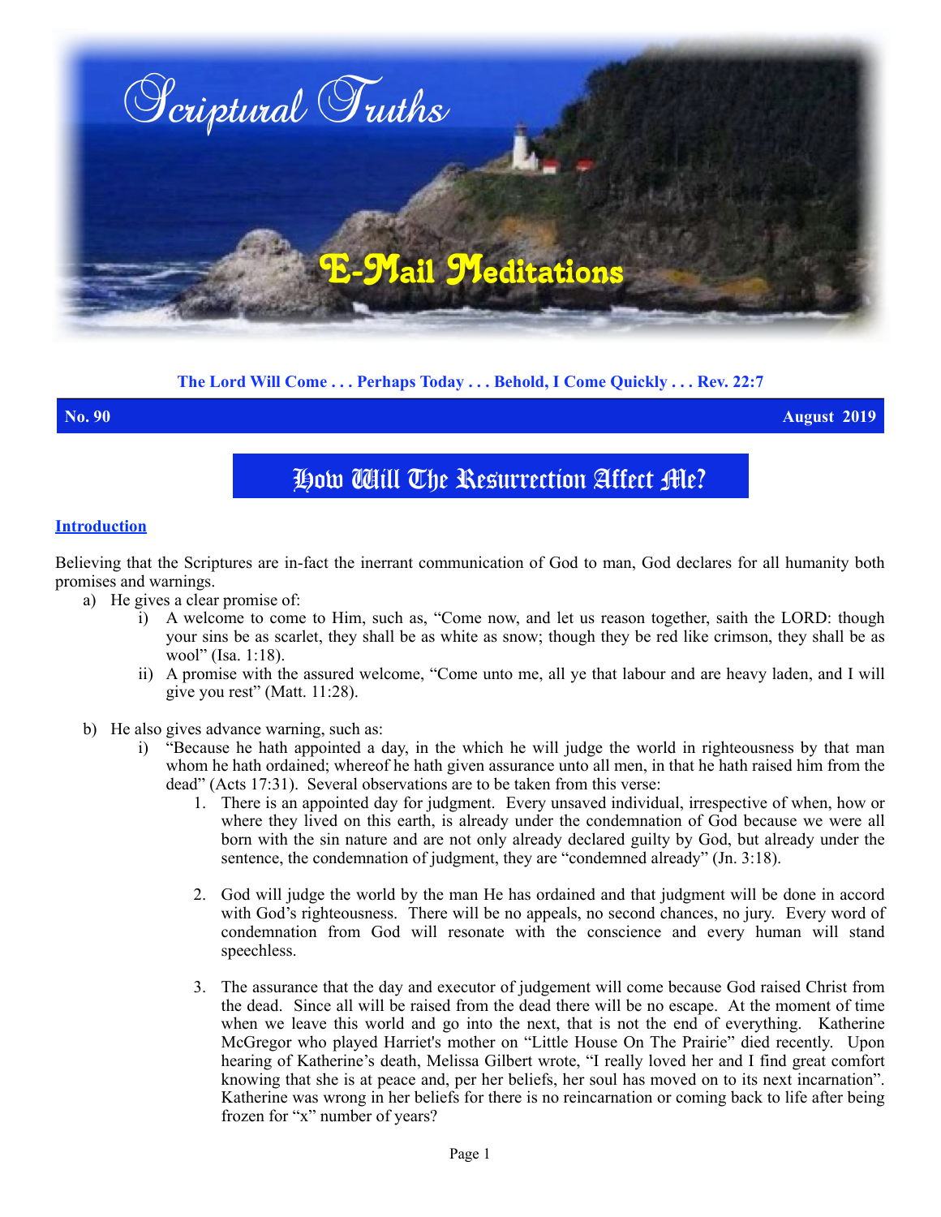# Scriptural Truths

## E-Mail Meditations

**The Lord Will Come . . . Perhaps Today . . . Behold, I Come Quickly . . . Rev. 22:7**

**No. 90** **August 2019**

# How Will The Resurrection Affect Me?

## Introduction

Believing that the Scriptures are in-fact the inerrant communication of God to man, God declares for all humanity both promises and warnings.

a) He gives a clear promise of:
   i) A welcome to come to Him, such as, "Come now, and let us reason together, saith the LORD: though your sins be as scarlet, they shall be as white as snow; though they be red like crimson, they shall be as wool" (Isa. 1:18).
   ii) A promise with the assured welcome, "Come unto me, all ye that labour and are heavy laden, and I will give you rest" (Matt. 11:28).

b) He also gives advance warning, such as:
   i) "Because he hath appointed a day, in the which he will judge the world in righteousness by that man whom he hath ordained; whereof he hath given assurance unto all men, in that he hath raised him from the dead" (Acts 17:31). Several observations are to be taken from this verse:
      1. There is an appointed day for judgment. Every unsaved individual, irrespective of when, how or where they lived on this earth, is already under the condemnation of God because we were all born with the sin nature and are not only already declared guilty by God, but already under the sentence, the condemnation of judgment, they are "condemned already" (Jn. 3:18).

      2. God will judge the world by the man He has ordained and that judgment will be done in accord with God's righteousness. There will be no appeals, no second chances, no jury. Every word of condemnation from God will resonate with the conscience and every human will stand speechless.

      3. The assurance that the day and executor of judgement will come because God raised Christ from the dead. Since all will be raised from the dead there will be no escape. At the moment of time when we leave this world and go into the next, that is not the end of everything. Katherine McGregor who played Harriet's mother on "Little House On The Prairie" died recently. Upon hearing of Katherine's death, Melissa Gilbert wrote, "I really loved her and I find great comfort knowing that she is at peace and, per her beliefs, her soul has moved on to its next incarnation". Katherine was wrong in her beliefs for there is no reincarnation or coming back to life after being frozen for "x" number of years?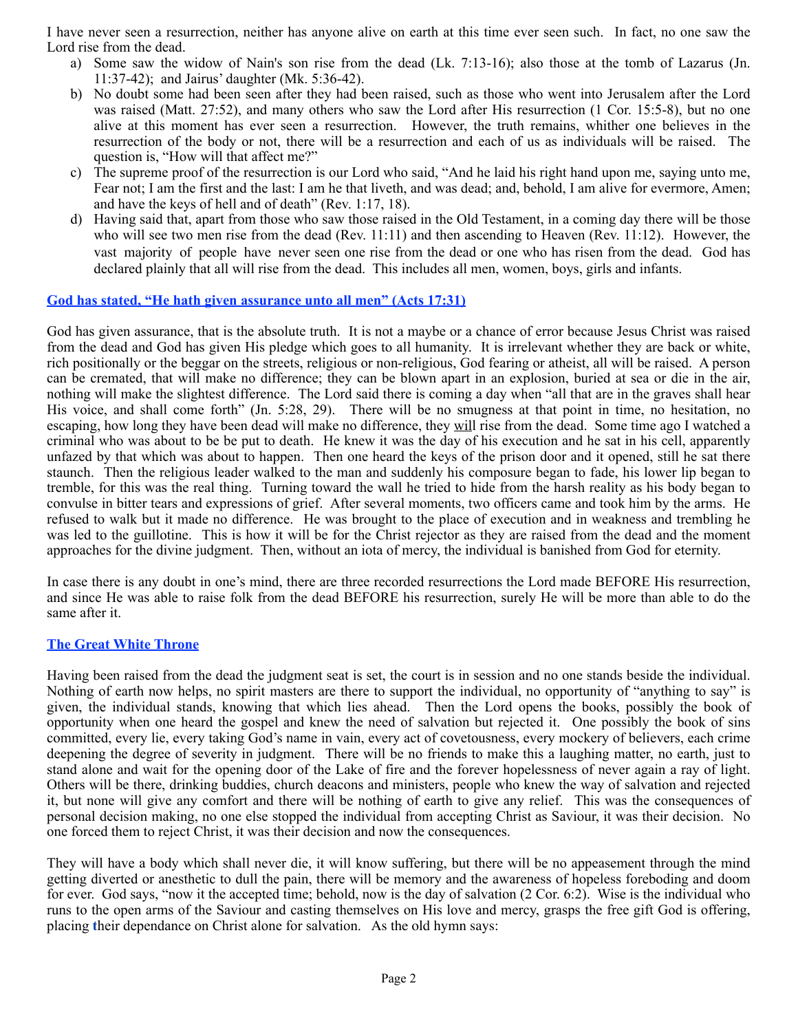I have never seen a resurrection, neither has anyone alive on earth at this time ever seen such. In fact, no one saw the Lord rise from the dead.

a) Some saw the widow of Nain's son rise from the dead (Lk. 7:13-16); also those at the tomb of Lazarus (Jn. 11:37-42); and Jairus' daughter (Mk. 5:36-42).
b) No doubt some had been seen after they had been raised, such as those who went into Jerusalem after the Lord was raised (Matt. 27:52), and many others who saw the Lord after His resurrection (1 Cor. 15:5-8), but no one alive at this moment has ever seen a resurrection. However, the truth remains, whither one believes in the resurrection of the body or not, there will be a resurrection and each of us as individuals will be raised. The question is, "How will that affect me?"
c) The supreme proof of the resurrection is our Lord who said, "And he laid his right hand upon me, saying unto me, Fear not; I am the first and the last: I am he that liveth, and was dead; and, behold, I am alive for evermore, Amen; and have the keys of hell and of death" (Rev. 1:17, 18).
d) Having said that, apart from those who saw those raised in the Old Testament, in a coming day there will be those who will see two men rise from the dead (Rev. 11:11) and then ascending to Heaven (Rev. 11:12). However, the vast majority of people have never seen one rise from the dead or one who has risen from the dead. God has declared plainly that all will rise from the dead. This includes all men, women, boys, girls and infants.

### God has stated, "He hath given assurance unto all men" (Acts 17:31)

God has given assurance, that is the absolute truth. It is not a maybe or a chance of error because Jesus Christ was raised from the dead and God has given His pledge which goes to all humanity. It is irrelevant whether they are back or white, rich positionally or the beggar on the streets, religious or non-religious, God fearing or atheist, all will be raised. A person can be cremated, that will make no difference; they can be blown apart in an explosion, buried at sea or die in the air, nothing will make the slightest difference. The Lord said there is coming a day when "all that are in the graves shall hear His voice, and shall come forth" (Jn. 5:28, 29). There will be no smugness at that point in time, no hesitation, no escaping, how long they have been dead will make no difference, they will rise from the dead. Some time ago I watched a criminal who was about to be be put to death. He knew it was the day of his execution and he sat in his cell, apparently unfazed by that which was about to happen. Then one heard the keys of the prison door and it opened, still he sat there staunch. Then the religious leader walked to the man and suddenly his composure began to fade, his lower lip began to tremble, for this was the real thing. Turning toward the wall he tried to hide from the harsh reality as his body began to convulse in bitter tears and expressions of grief. After several moments, two officers came and took him by the arms. He refused to walk but it made no difference. He was brought to the place of execution and in weakness and trembling he was led to the guillotine. This is how it will be for the Christ rejector as they are raised from the dead and the moment approaches for the divine judgment. Then, without an iota of mercy, the individual is banished from God for eternity.

In case there is any doubt in one's mind, there are three recorded resurrections the Lord made BEFORE His resurrection, and since He was able to raise folk from the dead BEFORE his resurrection, surely He will be more than able to do the same after it.

### The Great White Throne

Having been raised from the dead the judgment seat is set, the court is in session and no one stands beside the individual. Nothing of earth now helps, no spirit masters are there to support the individual, no opportunity of "anything to say" is given, the individual stands, knowing that which lies ahead. Then the Lord opens the books, possibly the book of opportunity when one heard the gospel and knew the need of salvation but rejected it. One possibly the book of sins committed, every lie, every taking God's name in vain, every act of covetousness, every mockery of believers, each crime deepening the degree of severity in judgment. There will be no friends to make this a laughing matter, no earth, just to stand alone and wait for the opening door of the Lake of fire and the forever hopelessness of never again a ray of light. Others will be there, drinking buddies, church deacons and ministers, people who knew the way of salvation and rejected it, but none will give any comfort and there will be nothing of earth to give any relief. This was the consequences of personal decision making, no one else stopped the individual from accepting Christ as Saviour, it was their decision. No one forced them to reject Christ, it was their decision and now the consequences.

They will have a body which shall never die, it will know suffering, but there will be no appeasement through the mind getting diverted or anesthetic to dull the pain, there will be memory and the awareness of hopeless foreboding and doom for ever. God says, "now it the accepted time; behold, now is the day of salvation (2 Cor. 6:2). Wise is the individual who runs to the open arms of the Saviour and casting themselves on His love and mercy, grasps the free gift God is offering, placing their dependance on Christ alone for salvation. As the old hymn says: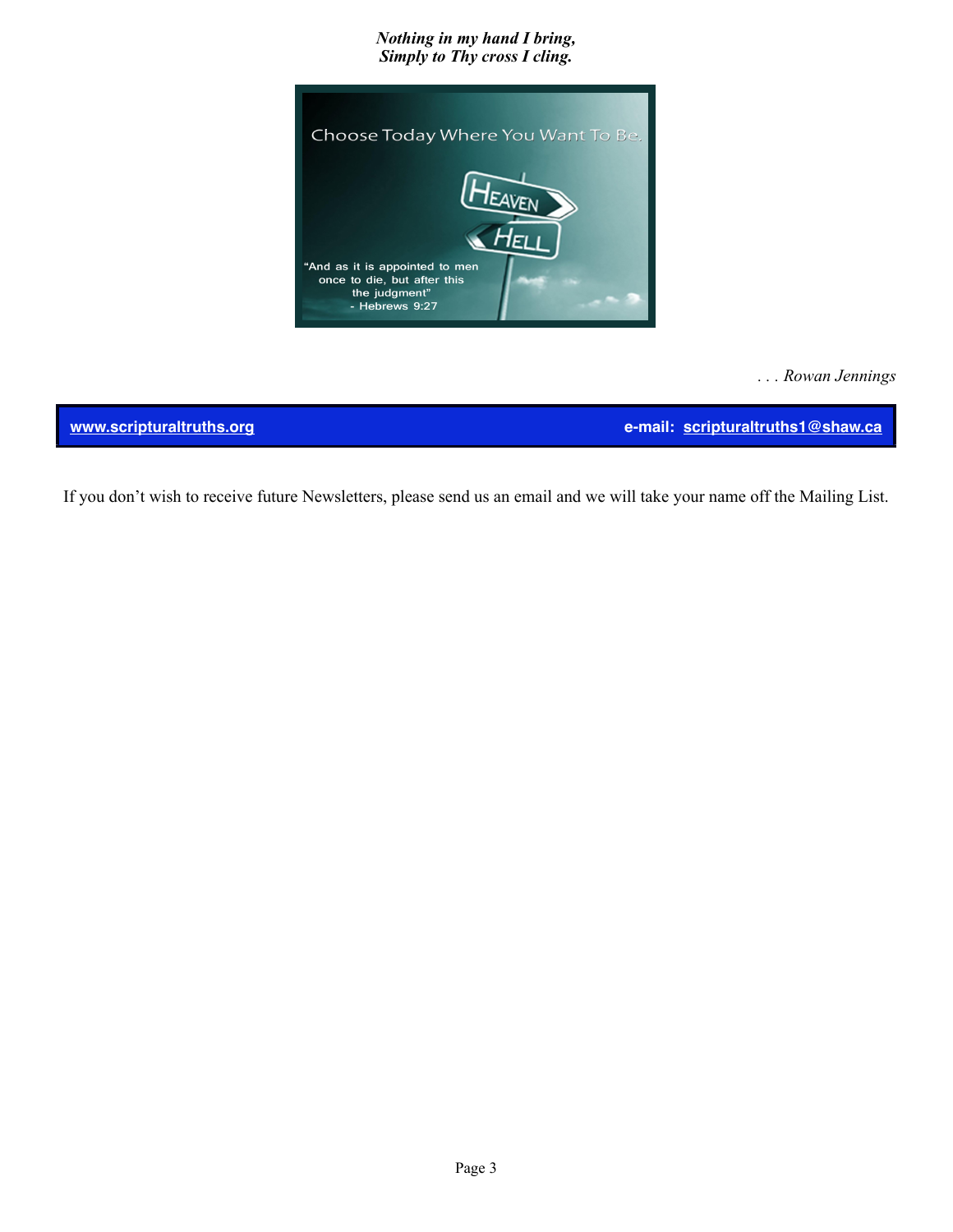***Nothing in my hand I bring,***
***Simply to Thy cross I cling.***

Choose Today Where You Want To Be.

HEAVEN

HELL

"And as it is appointed to men once to die, but after this the judgment"
- Hebrews 9:27

*. . . Rowan Jennings*

**www.scripturaltruths.org** **e-mail: scripturaltruths1@shaw.ca**

If you don't wish to receive future Newsletters, please send us an email and we will take your name off the Mailing List.